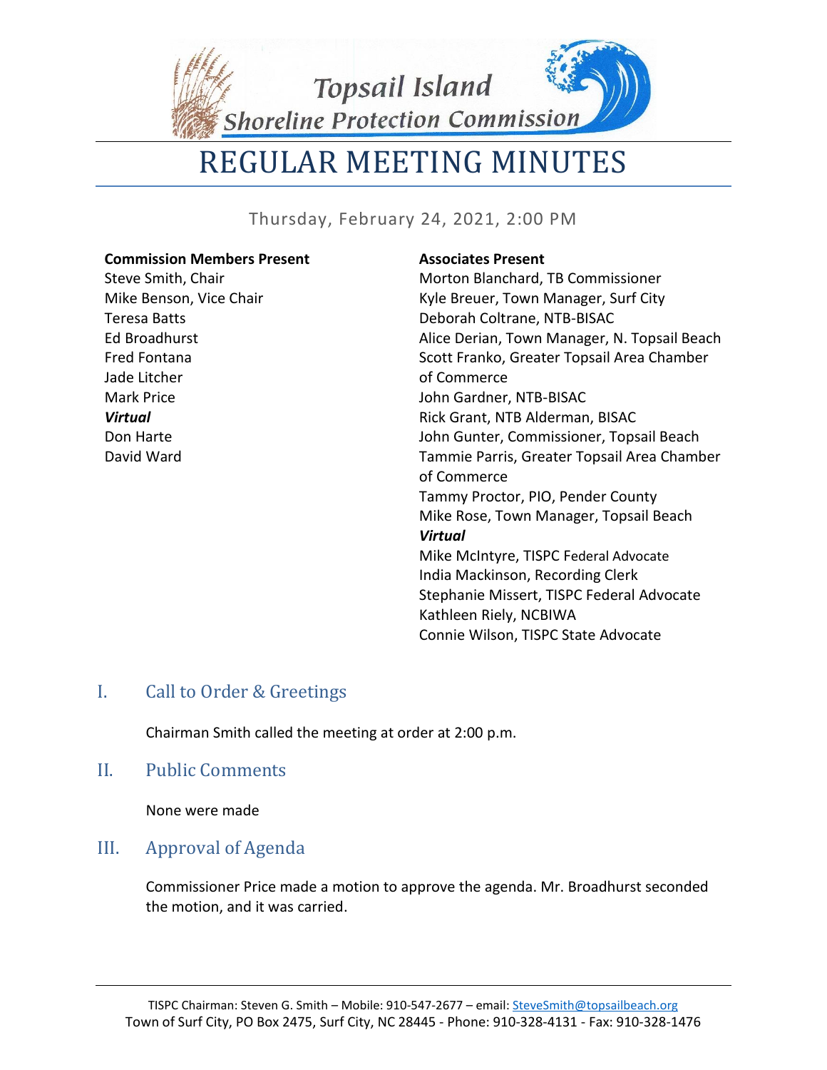# Topsail Island Shoreline Protection Commission

# REGULAR MEETING MINUTES

Thursday, February 24, 2021, 2:00 PM

**Commission Members Present**

Steve Smith, Chair
Mike Benson, Vice Chair
Teresa Batts
Ed Broadhurst
Fred Fontana
Jade Litcher
Mark Price

***Virtual***

Don Harte
David Ward

**Associates Present**

Morton Blanchard, TB Commissioner
Kyle Breuer, Town Manager, Surf City
Deborah Coltrane, NTB-BISAC
Alice Derian, Town Manager, N. Topsail Beach
Scott Franko, Greater Topsail Area Chamber of Commerce
John Gardner, NTB-BISAC
Rick Grant, NTB Alderman, BISAC
John Gunter, Commissioner, Topsail Beach
Tammie Parris, Greater Topsail Area Chamber of Commerce
Tammy Proctor, PIO, Pender County
Mike Rose, Town Manager, Topsail Beach

***Virtual***

Mike McIntyre, TISPC Federal Advocate
India Mackinson, Recording Clerk
Stephanie Missert, TISPC Federal Advocate
Kathleen Riely, NCBIWA
Connie Wilson, TISPC State Advocate

## I. Call to Order & Greetings

Chairman Smith called the meeting at order at 2:00 p.m.

## II. Public Comments

None were made

## III. Approval of Agenda

Commissioner Price made a motion to approve the agenda. Mr. Broadhurst seconded the motion, and it was carried.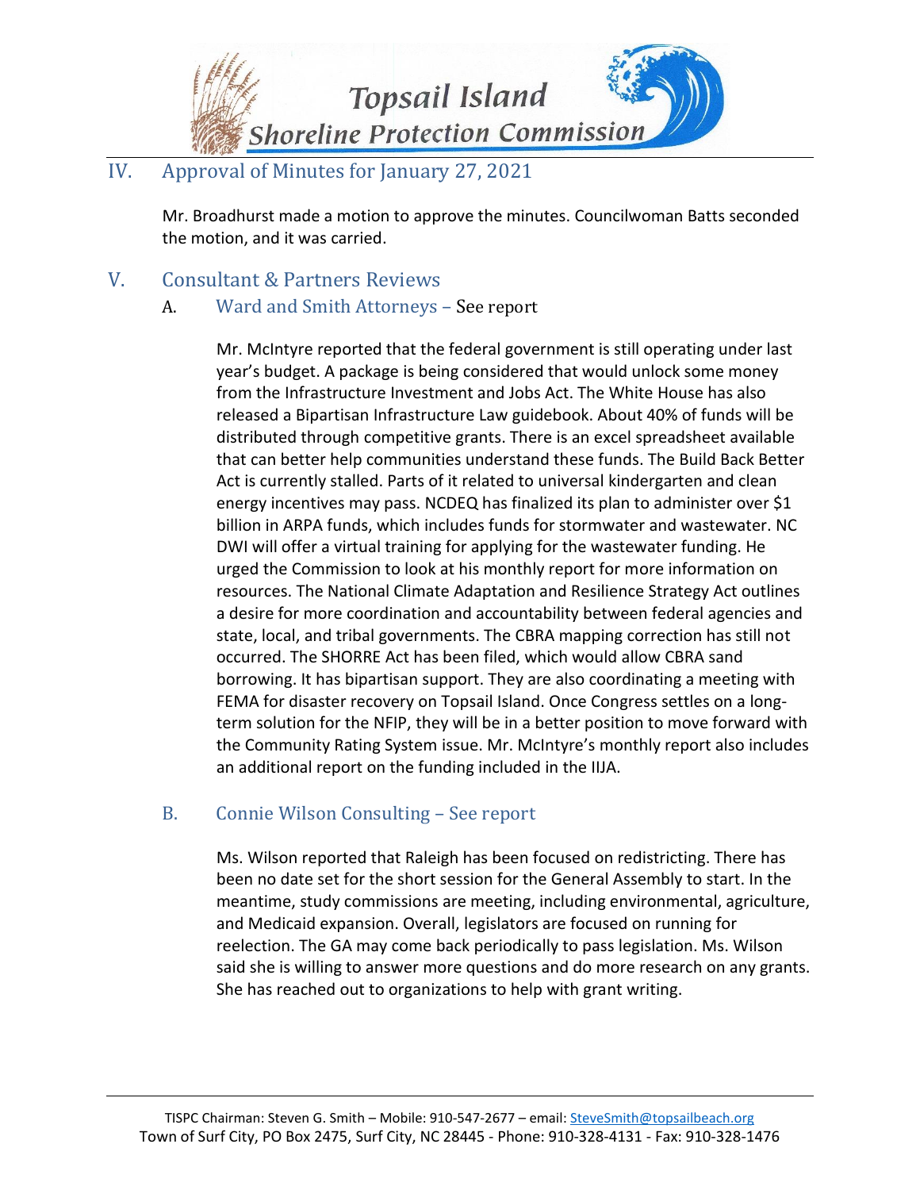## IV. Approval of Minutes for January 27, 2021

Mr. Broadhurst made a motion to approve the minutes. Councilwoman Batts seconded the motion, and it was carried.

## V. Consultant & Partners Reviews

### A. Ward and Smith Attorneys – See report

Mr. McIntyre reported that the federal government is still operating under last year's budget. A package is being considered that would unlock some money from the Infrastructure Investment and Jobs Act. The White House has also released a Bipartisan Infrastructure Law guidebook. About 40% of funds will be distributed through competitive grants. There is an excel spreadsheet available that can better help communities understand these funds. The Build Back Better Act is currently stalled. Parts of it related to universal kindergarten and clean energy incentives may pass. NCDEQ has finalized its plan to administer over $1 billion in ARPA funds, which includes funds for stormwater and wastewater. NC DWI will offer a virtual training for applying for the wastewater funding. He urged the Commission to look at his monthly report for more information on resources. The National Climate Adaptation and Resilience Strategy Act outlines a desire for more coordination and accountability between federal agencies and state, local, and tribal governments. The CBRA mapping correction has still not occurred. The SHORRE Act has been filed, which would allow CBRA sand borrowing. It has bipartisan support. They are also coordinating a meeting with FEMA for disaster recovery on Topsail Island. Once Congress settles on a long-term solution for the NFIP, they will be in a better position to move forward with the Community Rating System issue. Mr. McIntyre's monthly report also includes an additional report on the funding included in the IIJA.

### B. Connie Wilson Consulting – See report

Ms. Wilson reported that Raleigh has been focused on redistricting. There has been no date set for the short session for the General Assembly to start. In the meantime, study commissions are meeting, including environmental, agriculture, and Medicaid expansion. Overall, legislators are focused on running for reelection. The GA may come back periodically to pass legislation. Ms. Wilson said she is willing to answer more questions and do more research on any grants. She has reached out to organizations to help with grant writing.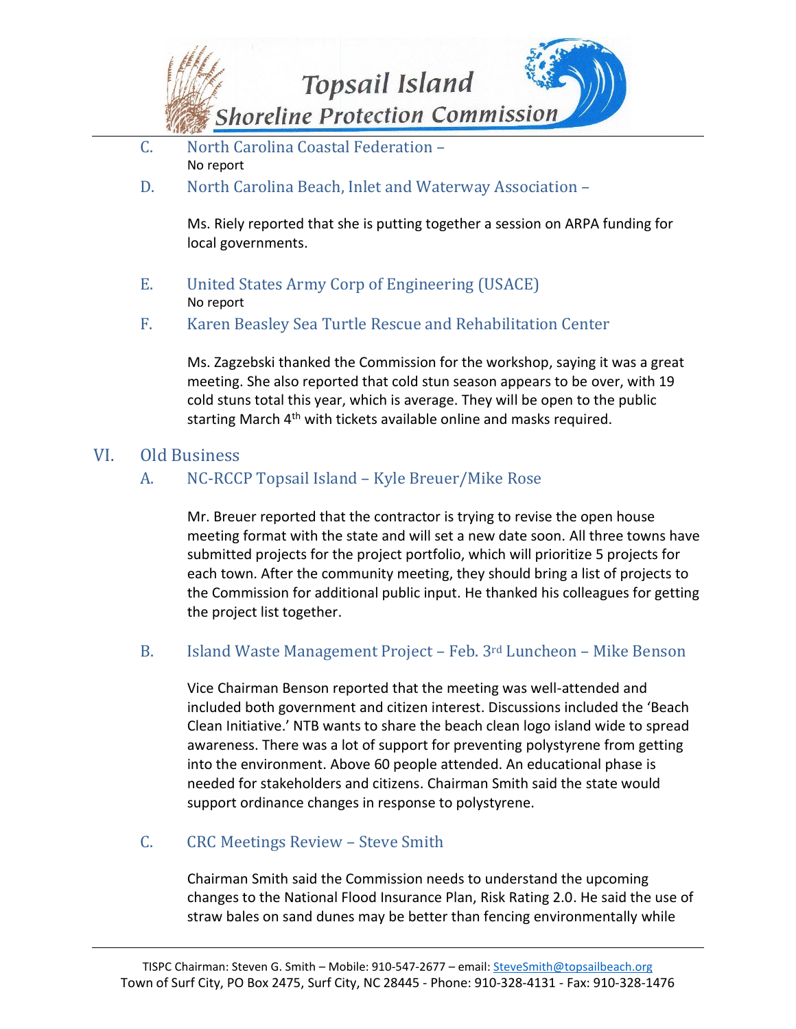### C. North Carolina Coastal Federation –

No report

### D. North Carolina Beach, Inlet and Waterway Association –

Ms. Riely reported that she is putting together a session on ARPA funding for local governments.

### E. United States Army Corp of Engineering (USACE)

No report

### F. Karen Beasley Sea Turtle Rescue and Rehabilitation Center

Ms. Zagzebski thanked the Commission for the workshop, saying it was a great meeting. She also reported that cold stun season appears to be over, with 19 cold stuns total this year, which is average. They will be open to the public starting March 4th with tickets available online and masks required.

## VI. Old Business

### A. NC-RCCP Topsail Island – Kyle Breuer/Mike Rose

Mr. Breuer reported that the contractor is trying to revise the open house meeting format with the state and will set a new date soon. All three towns have submitted projects for the project portfolio, which will prioritize 5 projects for each town. After the community meeting, they should bring a list of projects to the Commission for additional public input. He thanked his colleagues for getting the project list together.

### B. Island Waste Management Project – Feb. 3rd Luncheon – Mike Benson

Vice Chairman Benson reported that the meeting was well-attended and included both government and citizen interest. Discussions included the 'Beach Clean Initiative.' NTB wants to share the beach clean logo island wide to spread awareness. There was a lot of support for preventing polystyrene from getting into the environment. Above 60 people attended. An educational phase is needed for stakeholders and citizens. Chairman Smith said the state would support ordinance changes in response to polystyrene.

### C. CRC Meetings Review – Steve Smith

Chairman Smith said the Commission needs to understand the upcoming changes to the National Flood Insurance Plan, Risk Rating 2.0. He said the use of straw bales on sand dunes may be better than fencing environmentally while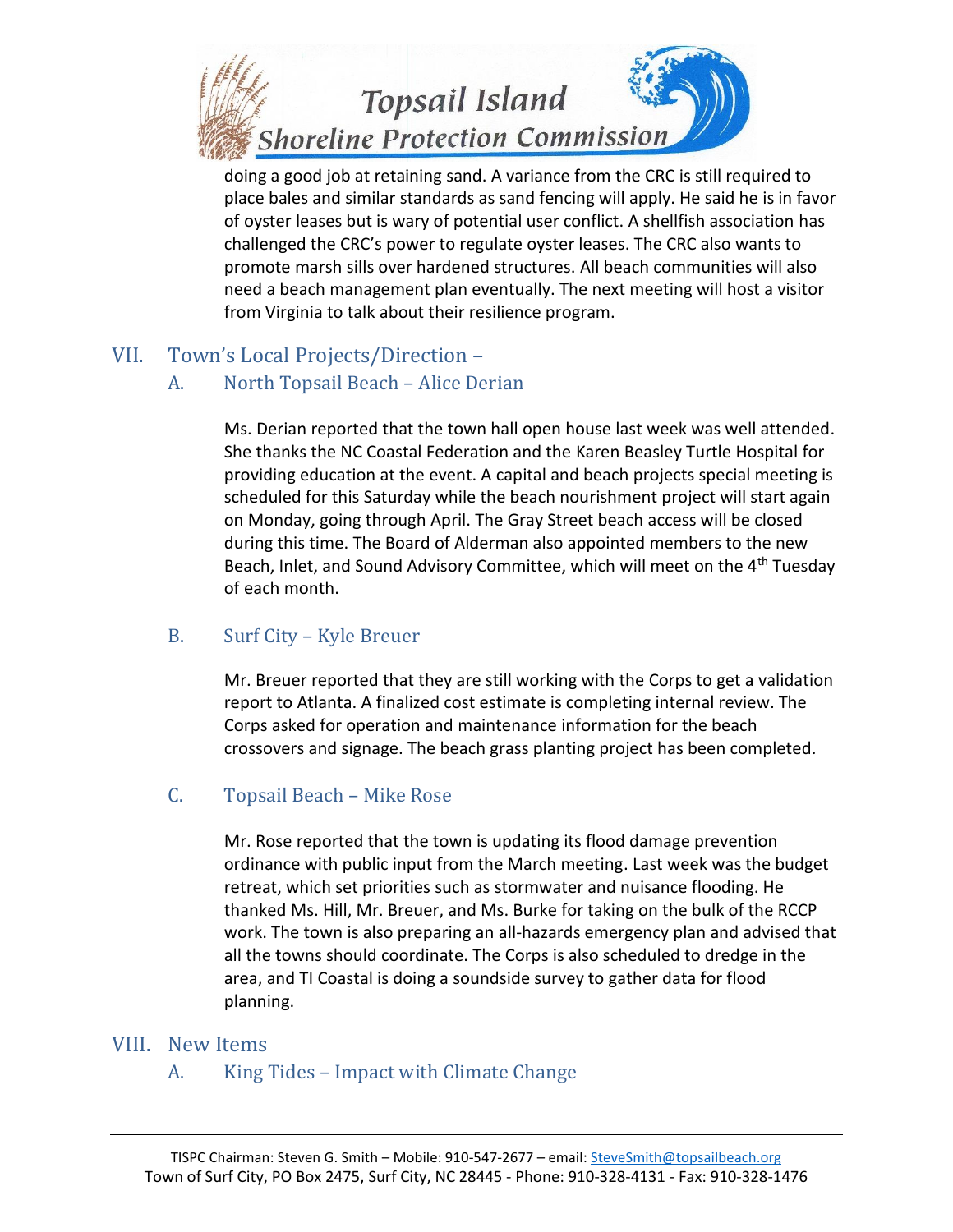doing a good job at retaining sand. A variance from the CRC is still required to place bales and similar standards as sand fencing will apply. He said he is in favor of oyster leases but is wary of potential user conflict. A shellfish association has challenged the CRC's power to regulate oyster leases. The CRC also wants to promote marsh sills over hardened structures. All beach communities will also need a beach management plan eventually. The next meeting will host a visitor from Virginia to talk about their resilience program.

## VII. Town's Local Projects/Direction –

### A. North Topsail Beach – Alice Derian

Ms. Derian reported that the town hall open house last week was well attended. She thanks the NC Coastal Federation and the Karen Beasley Turtle Hospital for providing education at the event. A capital and beach projects special meeting is scheduled for this Saturday while the beach nourishment project will start again on Monday, going through April. The Gray Street beach access will be closed during this time. The Board of Alderman also appointed members to the new Beach, Inlet, and Sound Advisory Committee, which will meet on the 4th Tuesday of each month.

### B. Surf City – Kyle Breuer

Mr. Breuer reported that they are still working with the Corps to get a validation report to Atlanta. A finalized cost estimate is completing internal review. The Corps asked for operation and maintenance information for the beach crossovers and signage. The beach grass planting project has been completed.

### C. Topsail Beach – Mike Rose

Mr. Rose reported that the town is updating its flood damage prevention ordinance with public input from the March meeting. Last week was the budget retreat, which set priorities such as stormwater and nuisance flooding. He thanked Ms. Hill, Mr. Breuer, and Ms. Burke for taking on the bulk of the RCCP work. The town is also preparing an all-hazards emergency plan and advised that all the towns should coordinate. The Corps is also scheduled to dredge in the area, and TI Coastal is doing a soundside survey to gather data for flood planning.

## VIII. New Items

### A. King Tides – Impact with Climate Change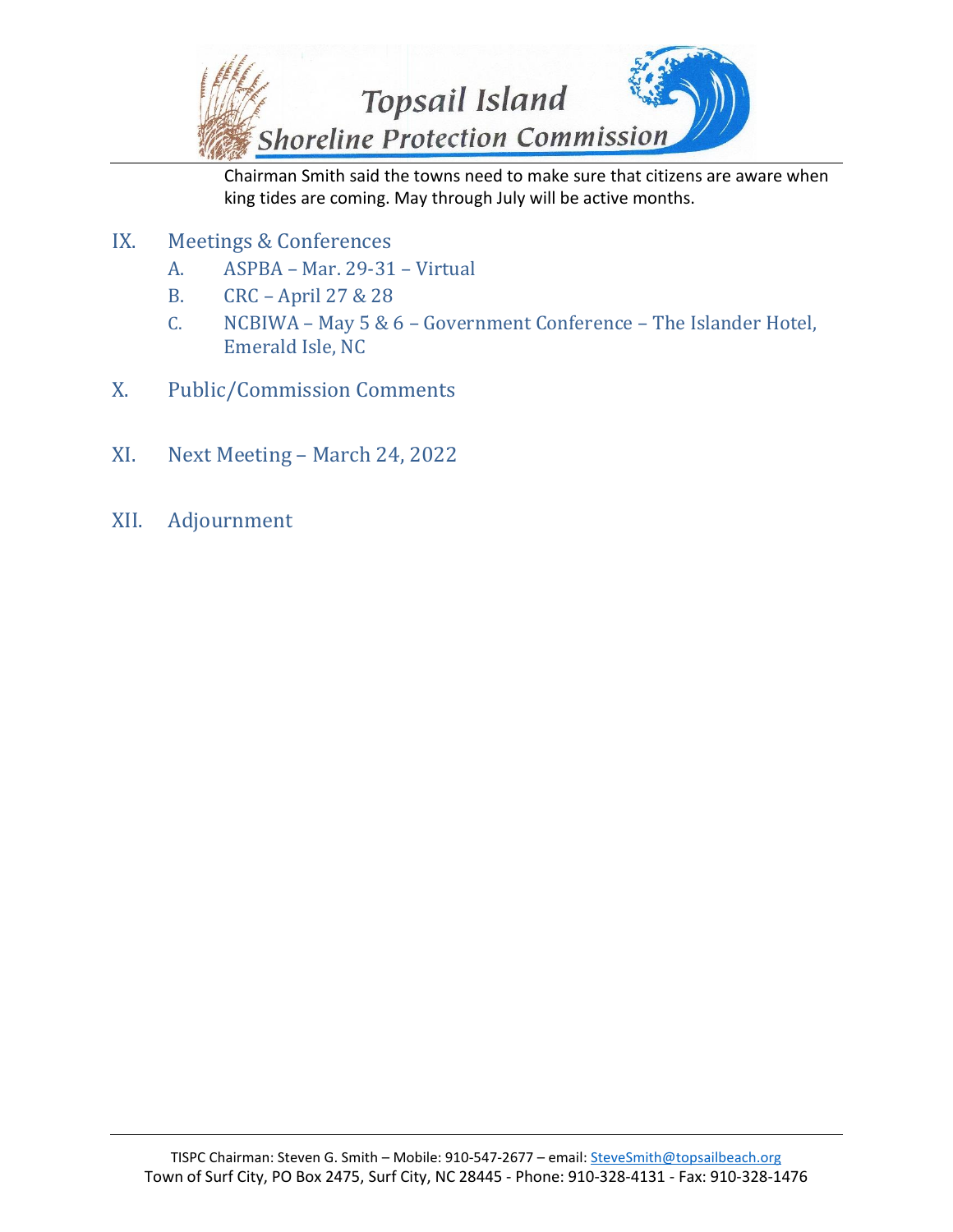Chairman Smith said the towns need to make sure that citizens are aware when king tides are coming. May through July will be active months.

## IX. Meetings & Conferences

A. ASPBA – Mar. 29-31 – Virtual

B. CRC – April 27 & 28

C. NCBIWA – May 5 & 6 – Government Conference – The Islander Hotel, Emerald Isle, NC

## X. Public/Commission Comments

## XI. Next Meeting – March 24, 2022

## XII. Adjournment